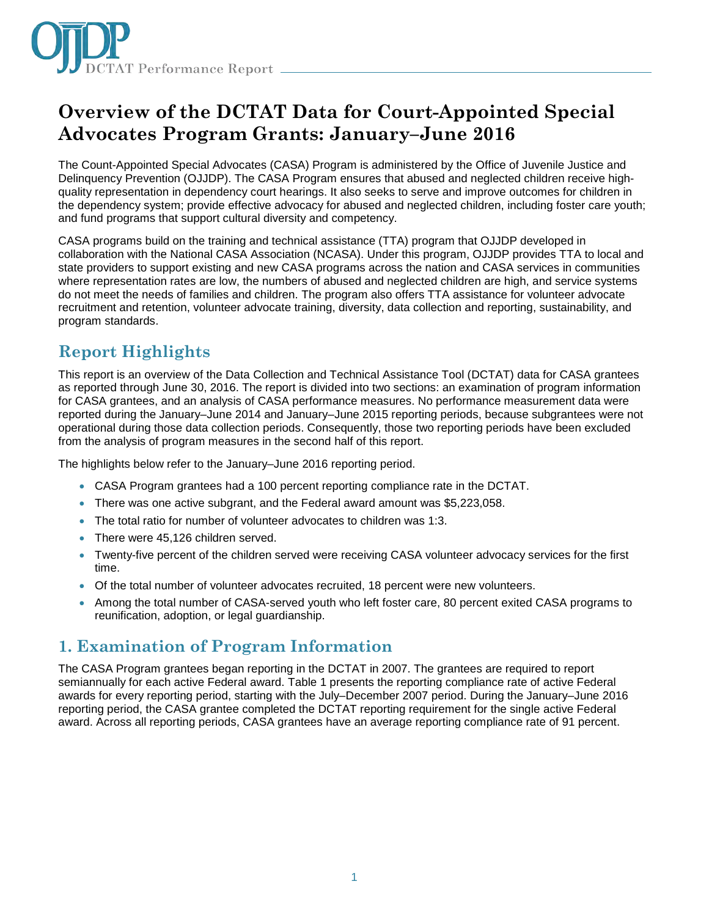# Overview of the DCTAT Data for Court-Appointed Special Advocates Program Grants: January–June 2016

The Count-Appointed Special Advocates (CASA) Program is administered by the Office of Juvenile Justice and Delinquency Prevention (OJJDP). The CASA Program ensures that abused and neglected children receive high-quality representation in dependency court hearings. It also seeks to serve and improve outcomes for children in the dependency system; provide effective advocacy for abused and neglected children, including foster care youth; and fund programs that support cultural diversity and competency.

CASA programs build on the training and technical assistance (TTA) program that OJJDP developed in collaboration with the National CASA Association (NCASA). Under this program, OJJDP provides TTA to local and state providers to support existing and new CASA programs across the nation and CASA services in communities where representation rates are low, the numbers of abused and neglected children are high, and service systems do not meet the needs of families and children. The program also offers TTA assistance for volunteer advocate recruitment and retention, volunteer advocate training, diversity, data collection and reporting, sustainability, and program standards.

## Report Highlights

This report is an overview of the Data Collection and Technical Assistance Tool (DCTAT) data for CASA grantees as reported through June 30, 2016. The report is divided into two sections: an examination of program information for CASA grantees, and an analysis of CASA performance measures. No performance measurement data were reported during the January–June 2014 and January–June 2015 reporting periods, because subgrantees were not operational during those data collection periods. Consequently, those two reporting periods have been excluded from the analysis of program measures in the second half of this report.

The highlights below refer to the January–June 2016 reporting period.

- CASA Program grantees had a 100 percent reporting compliance rate in the DCTAT.
- There was one active subgrant, and the Federal award amount was $5,223,058.
- The total ratio for number of volunteer advocates to children was 1:3.
- There were 45,126 children served.
- Twenty-five percent of the children served were receiving CASA volunteer advocacy services for the first time.
- Of the total number of volunteer advocates recruited, 18 percent were new volunteers.
- Among the total number of CASA-served youth who left foster care, 80 percent exited CASA programs to reunification, adoption, or legal guardianship.

## 1. Examination of Program Information

The CASA Program grantees began reporting in the DCTAT in 2007. The grantees are required to report semiannually for each active Federal award. Table 1 presents the reporting compliance rate of active Federal awards for every reporting period, starting with the July–December 2007 period. During the January–June 2016 reporting period, the CASA grantee completed the DCTAT reporting requirement for the single active Federal award. Across all reporting periods, CASA grantees have an average reporting compliance rate of 91 percent.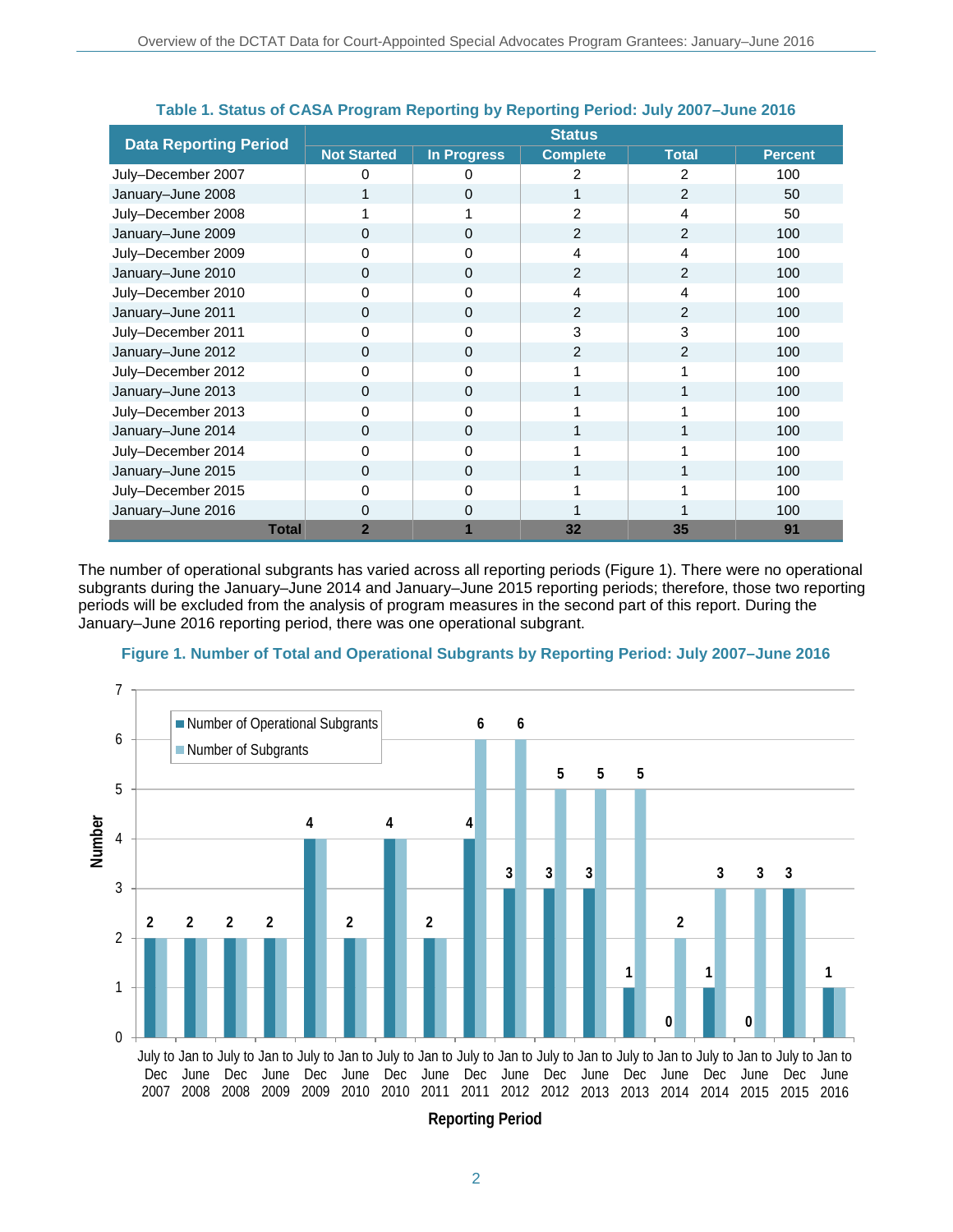**Table 1. Status of CASA Program Reporting by Reporting Period: July 2007–June 2016**

| Data Reporting Period | Status | | | | |
|---|---|---|---|---|---|
| | Not Started | In Progress | Complete | Total | Percent |
| July–December 2007 | 0 | 0 | 2 | 2 | 100 |
| January–June 2008 | 1 | 0 | 1 | 2 | 50 |
| July–December 2008 | 1 | 1 | 2 | 4 | 50 |
| January–June 2009 | 0 | 0 | 2 | 2 | 100 |
| July–December 2009 | 0 | 0 | 4 | 4 | 100 |
| January–June 2010 | 0 | 0 | 2 | 2 | 100 |
| July–December 2010 | 0 | 0 | 4 | 4 | 100 |
| January–June 2011 | 0 | 0 | 2 | 2 | 100 |
| July–December 2011 | 0 | 0 | 3 | 3 | 100 |
| January–June 2012 | 0 | 0 | 2 | 2 | 100 |
| July–December 2012 | 0 | 0 | 1 | 1 | 100 |
| January–June 2013 | 0 | 0 | 1 | 1 | 100 |
| July–December 2013 | 0 | 0 | 1 | 1 | 100 |
| January–June 2014 | 0 | 0 | 1 | 1 | 100 |
| July–December 2014 | 0 | 0 | 1 | 1 | 100 |
| January–June 2015 | 0 | 0 | 1 | 1 | 100 |
| July–December 2015 | 0 | 0 | 1 | 1 | 100 |
| January–June 2016 | 0 | 0 | 1 | 1 | 100 |
| **Total** | **2** | **1** | **32** | **35** | **91** |

The number of operational subgrants has varied across all reporting periods (Figure 1). There were no operational subgrants during the January–June 2014 and January–June 2015 reporting periods; therefore, those two reporting periods will be excluded from the analysis of program measures in the second part of this report. During the January–June 2016 reporting period, there was one operational subgrant.

**Figure 1. Number of Total and Operational Subgrants by Reporting Period: July 2007–June 2016**

| Reporting Period | Number of Operational Subgrants | Number of Subgrants |
|---|---|---|
| July to Dec 2007 | 2 | 2 |
| Jan to June 2008 | 2 | 2 |
| July to Dec 2008 | 2 | 2 |
| Jan to June 2009 | 2 | 2 |
| July to Dec 2009 | 4 | 4 |
| Jan to June 2010 | 2 | 2 |
| July to Dec 2010 | 4 | 4 |
| Jan to June 2011 | 2 | 2 |
| July to Dec 2011 | 4 | 6 |
| Jan to June 2012 | 3 | 6 |
| July to Dec 2012 | 3 | 5 |
| Jan to June 2013 | 3 | 5 |
| July to Dec 2013 | 1 | 5 |
| Jan to June 2014 | 0 | 2 |
| July to Dec 2014 | 1 | 3 |
| Jan to June 2015 | 0 | 3 |
| July to Dec 2015 | 3 | 3 |
| Jan to June 2016 | 1 | 1 |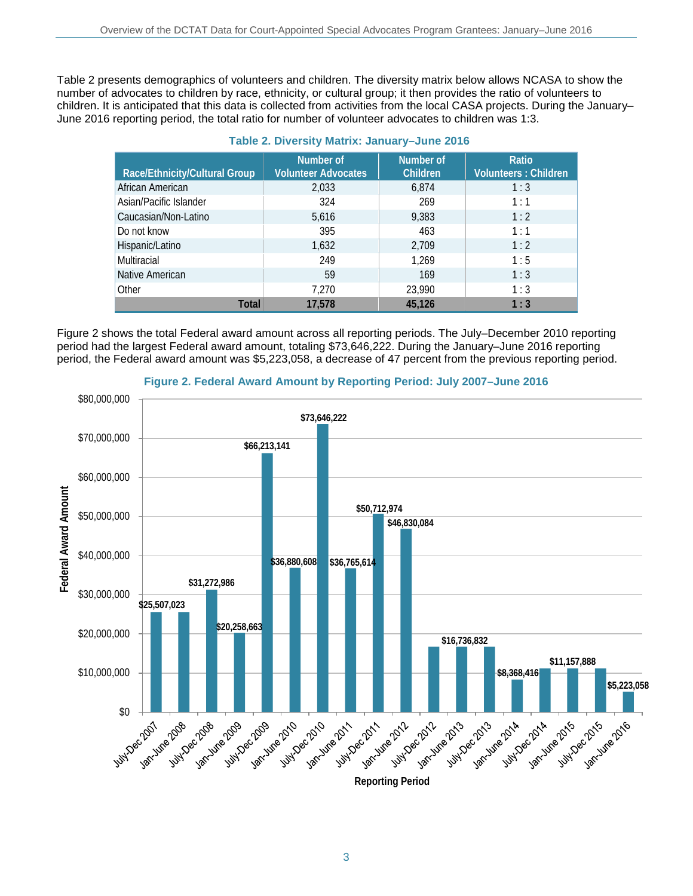Table 2 presents demographics of volunteers and children. The diversity matrix below allows NCASA to show the number of advocates to children by race, ethnicity, or cultural group; it then provides the ratio of volunteers to children. It is anticipated that this data is collected from activities from the local CASA projects. During the January–June 2016 reporting period, the total ratio for number of volunteer advocates to children was 1:3.

**Table 2. Diversity Matrix: January–June 2016**

| Race/Ethnicity/Cultural Group | Number of Volunteer Advocates | Number of Children | Ratio Volunteers : Children |
|---|---|---|---|
| African American | 2,033 | 6,874 | 1 : 3 |
| Asian/Pacific Islander | 324 | 269 | 1 : 1 |
| Caucasian/Non-Latino | 5,616 | 9,383 | 1 : 2 |
| Do not know | 395 | 463 | 1 : 1 |
| Hispanic/Latino | 1,632 | 2,709 | 1 : 2 |
| Multiracial | 249 | 1,269 | 1 : 5 |
| Native American | 59 | 169 | 1 : 3 |
| Other | 7,270 | 23,990 | 1 : 3 |
| **Total** | **17,578** | **45,126** | **1 : 3** |

Figure 2 shows the total Federal award amount across all reporting periods. The July–December 2010 reporting period had the largest Federal award amount, totaling $73,646,222. During the January–June 2016 reporting period, the Federal award amount was $5,223,058, a decrease of 47 percent from the previous reporting period.

**Figure 2. Federal Award Amount by Reporting Period: July 2007–June 2016**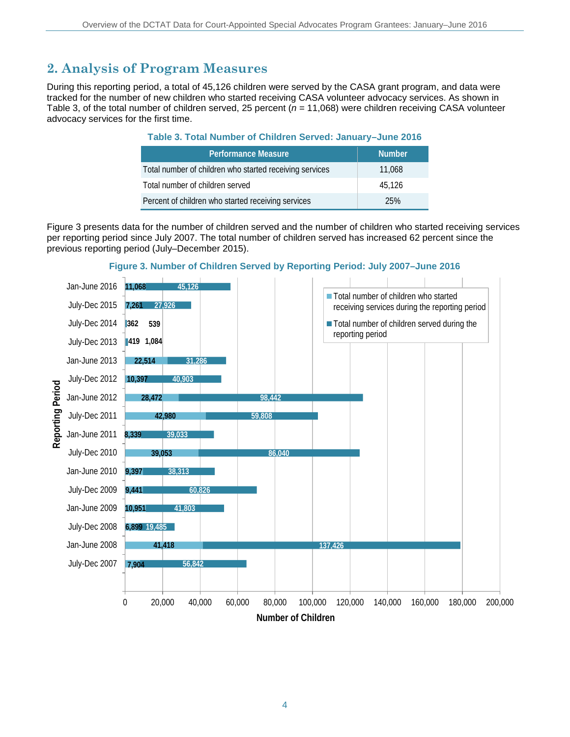## 2. Analysis of Program Measures

During this reporting period, a total of 45,126 children were served by the CASA grant program, and data were tracked for the number of new children who started receiving CASA volunteer advocacy services. As shown in Table 3, of the total number of children served, 25 percent (*n* = 11,068) were children receiving CASA volunteer advocacy services for the first time.

**Table 3. Total Number of Children Served: January–June 2016**

| Performance Measure | Number |
|---|---|
| Total number of children who started receiving services | 11,068 |
| Total number of children served | 45,126 |
| Percent of children who started receiving services | 25% |

Figure 3 presents data for the number of children served and the number of children who started receiving services per reporting period since July 2007. The total number of children served has increased 62 percent since the previous reporting period (July–December 2015).

**Figure 3. Number of Children Served by Reporting Period: July 2007–June 2016**

| Reporting Period | Total number of children who started receiving services during the reporting period | Total number of children served during the reporting period |
|---|---|---|
| Jan-June 2016 | 11,068 | 45,126 |
| July-Dec 2015 | 7,261 | 27,926 |
| July-Dec 2014 | 362 | 539 |
| July-Dec 2013 | 419 | 1,084 |
| Jan-June 2013 | 22,514 | 31,286 |
| July-Dec 2012 | 10,397 | 40,903 |
| Jan-June 2012 | 28,472 | 98,442 |
| July-Dec 2011 | 42,980 | 59,808 |
| Jan-June 2011 | 8,339 | 39,033 |
| July-Dec 2010 | 39,053 | 86,040 |
| Jan-June 2010 | 9,397 | 38,313 |
| July-Dec 2009 | 9,441 | 60,826 |
| Jan-June 2009 | 10,951 | 41,803 |
| July-Dec 2008 | 6,899 | 19,485 |
| Jan-June 2008 | 41,418 | 137,426 |
| July-Dec 2007 | 7,904 | 56,842 |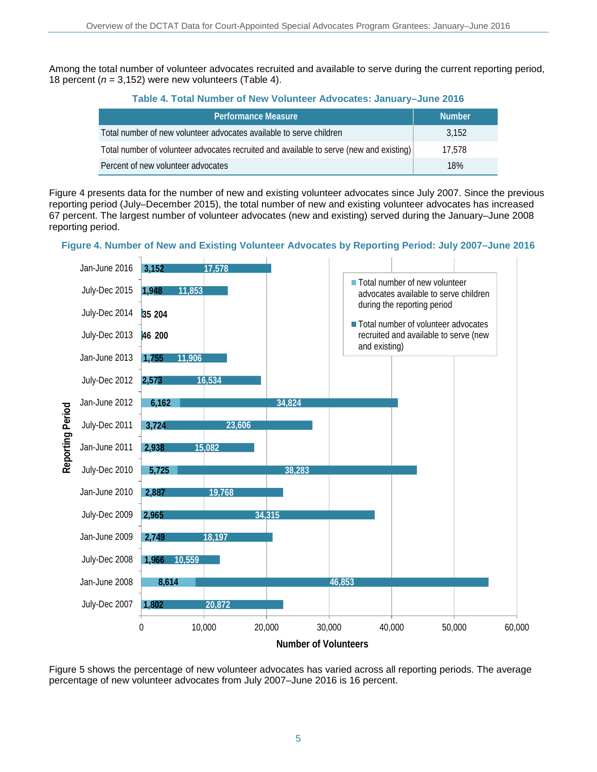Among the total number of volunteer advocates recruited and available to serve during the current reporting period, 18 percent (*n* = 3,152) were new volunteers (Table 4).

**Table 4. Total Number of New Volunteer Advocates: January–June 2016**

| Performance Measure | Number |
|---|---|
| Total number of new volunteer advocates available to serve children | 3,152 |
| Total number of volunteer advocates recruited and available to serve (new and existing) | 17,578 |
| Percent of new volunteer advocates | 18% |

Figure 4 presents data for the number of new and existing volunteer advocates since July 2007. Since the previous reporting period (July–December 2015), the total number of new and existing volunteer advocates has increased 67 percent. The largest number of volunteer advocates (new and existing) served during the January–June 2008 reporting period.

**Figure 4. Number of New and Existing Volunteer Advocates by Reporting Period: July 2007–June 2016**

| Reporting Period | Total number of new volunteer advocates available to serve children during the reporting period | Total number of volunteer advocates recruited and available to serve (new and existing) |
|---|---|---|
| Jan-June 2016 | 3,152 | 17,578 |
| July-Dec 2015 | 1,948 | 11,853 |
| July-Dec 2014 | 35 | 204 |
| July-Dec 2013 | 46 | 200 |
| Jan-June 2013 | 1,755 | 11,906 |
| July-Dec 2012 | 2,573 | 16,534 |
| Jan-June 2012 | 6,162 | 34,824 |
| July-Dec 2011 | 3,724 | 23,606 |
| Jan-June 2011 | 2,938 | 15,082 |
| July-Dec 2010 | 5,725 | 38,283 |
| Jan-June 2010 | 2,887 | 19,768 |
| July-Dec 2009 | 2,965 | 34,315 |
| Jan-June 2009 | 2,749 | 18,197 |
| July-Dec 2008 | 1,966 | 10,559 |
| Jan-June 2008 | 8,614 | 46,853 |
| July-Dec 2007 | 1,802 | 20,872 |

Figure 5 shows the percentage of new volunteer advocates has varied across all reporting periods. The average percentage of new volunteer advocates from July 2007–June 2016 is 16 percent.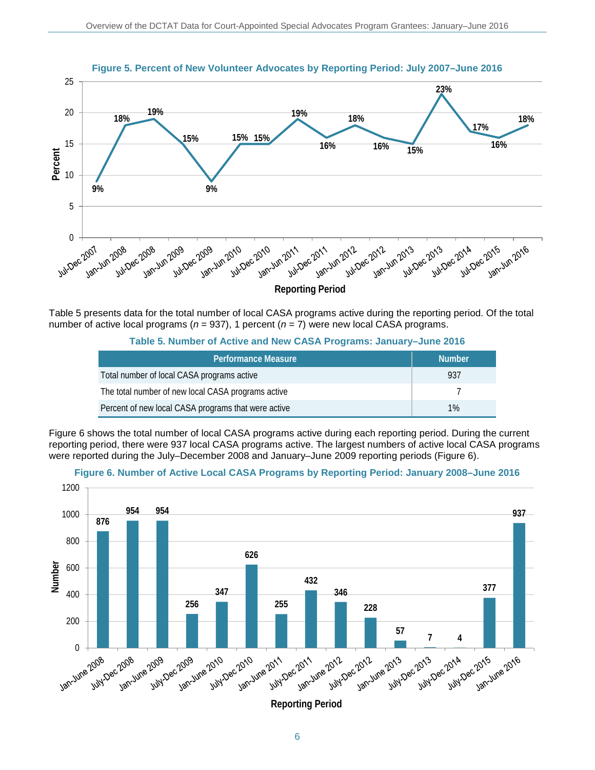**Figure 5. Percent of New Volunteer Advocates by Reporting Period: July 2007–June 2016**

Table 5 presents data for the total number of local CASA programs active during the reporting period. Of the total number of active local programs ($n$ = 937), 1 percent ($n$ = 7) were new local CASA programs.

**Table 5. Number of Active and New CASA Programs: January–June 2016**

| Performance Measure | Number |
|---|---|
| Total number of local CASA programs active | 937 |
| The total number of new local CASA programs active | 7 |
| Percent of new local CASA programs that were active | 1% |

Figure 6 shows the total number of local CASA programs active during each reporting period. During the current reporting period, there were 937 local CASA programs active. The largest numbers of active local CASA programs were reported during the July–December 2008 and January–June 2009 reporting periods (Figure 6).

**Figure 6. Number of Active Local CASA Programs by Reporting Period: January 2008–June 2016**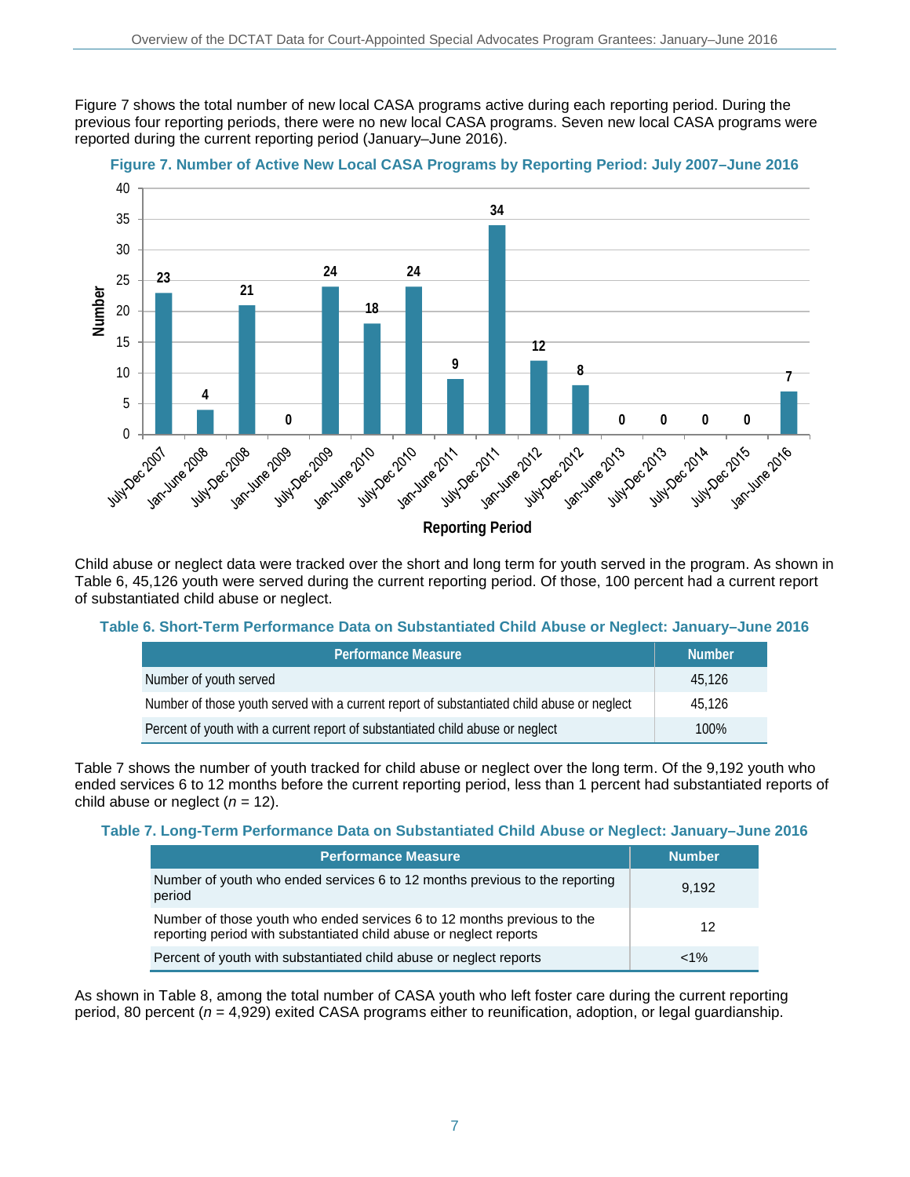Figure 7 shows the total number of new local CASA programs active during each reporting period. During the previous four reporting periods, there were no new local CASA programs. Seven new local CASA programs were reported during the current reporting period (January–June 2016).

**Figure 7. Number of Active New Local CASA Programs by Reporting Period: July 2007–June 2016**

| Reporting Period | Number |
|---|---|
| July-Dec 2007 | 23 |
| Jan-June 2008 | 4 |
| July-Dec 2008 | 21 |
| Jan-June 2009 | 0 |
| July-Dec 2009 | 24 |
| Jan-June 2010 | 18 |
| July-Dec 2010 | 24 |
| Jan-June 2011 | 9 |
| July-Dec 2011 | 34 |
| Jan-June 2012 | 12 |
| July-Dec 2012 | 8 |
| Jan-June 2013 | 0 |
| July-Dec 2013 | 0 |
| July-Dec 2014 | 0 |
| July-Dec 2015 | 0 |
| Jan-June 2016 | 7 |

Child abuse or neglect data were tracked over the short and long term for youth served in the program. As shown in Table 6, 45,126 youth were served during the current reporting period. Of those, 100 percent had a current report of substantiated child abuse or neglect.

**Table 6. Short-Term Performance Data on Substantiated Child Abuse or Neglect: January–June 2016**

| Performance Measure | Number |
|---|---|
| Number of youth served | 45,126 |
| Number of those youth served with a current report of substantiated child abuse or neglect | 45,126 |
| Percent of youth with a current report of substantiated child abuse or neglect | 100% |

Table 7 shows the number of youth tracked for child abuse or neglect over the long term. Of the 9,192 youth who ended services 6 to 12 months before the current reporting period, less than 1 percent had substantiated reports of child abuse or neglect (*n* = 12).

**Table 7. Long-Term Performance Data on Substantiated Child Abuse or Neglect: January–June 2016**

| Performance Measure | Number |
|---|---|
| Number of youth who ended services 6 to 12 months previous to the reporting period | 9,192 |
| Number of those youth who ended services 6 to 12 months previous to the reporting period with substantiated child abuse or neglect reports | 12 |
| Percent of youth with substantiated child abuse or neglect reports | <1% |

As shown in Table 8, among the total number of CASA youth who left foster care during the current reporting period, 80 percent (*n* = 4,929) exited CASA programs either to reunification, adoption, or legal guardianship.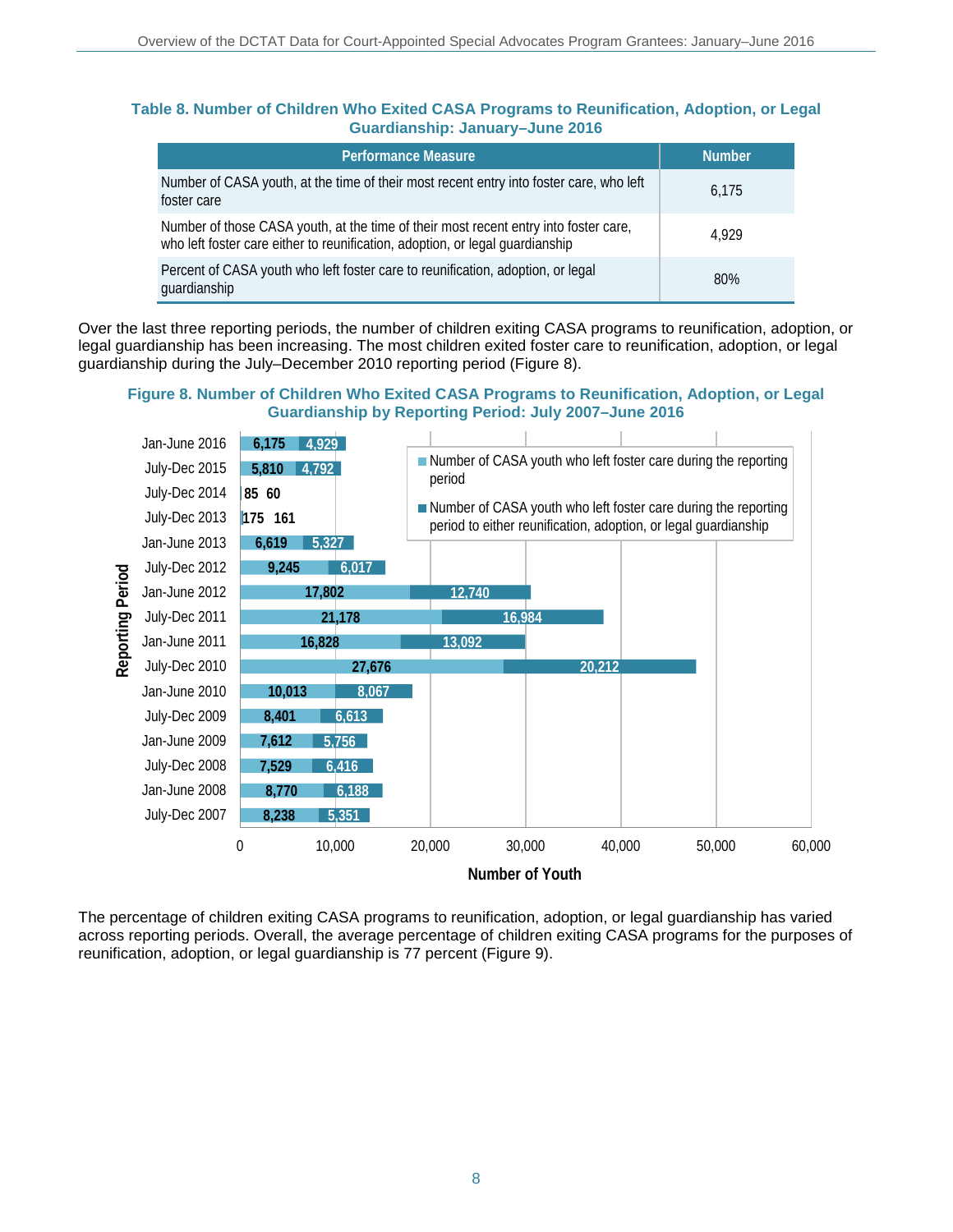**Table 8. Number of Children Who Exited CASA Programs to Reunification, Adoption, or Legal Guardianship: January–June 2016**

| Performance Measure | Number |
|---|---|
| Number of CASA youth, at the time of their most recent entry into foster care, who left foster care | 6,175 |
| Number of those CASA youth, at the time of their most recent entry into foster care, who left foster care either to reunification, adoption, or legal guardianship | 4,929 |
| Percent of CASA youth who left foster care to reunification, adoption, or legal guardianship | 80% |

Over the last three reporting periods, the number of children exiting CASA programs to reunification, adoption, or legal guardianship has been increasing. The most children exited foster care to reunification, adoption, or legal guardianship during the July–December 2010 reporting period (Figure 8).

**Figure 8. Number of Children Who Exited CASA Programs to Reunification, Adoption, or Legal Guardianship by Reporting Period: July 2007–June 2016**

| Reporting Period | Number of CASA youth who left foster care during the reporting period | Number of CASA youth who left foster care during the reporting period to either reunification, adoption, or legal guardianship |
|---|---|---|
| Jan-June 2016 | 6,175 | 4,929 |
| July-Dec 2015 | 5,810 | 4,792 |
| July-Dec 2014 | 85 | 60 |
| July-Dec 2013 | 175 | 161 |
| Jan-June 2013 | 6,619 | 5,327 |
| July-Dec 2012 | 9,245 | 6,017 |
| Jan-June 2012 | 17,802 | 12,740 |
| July-Dec 2011 | 21,178 | 16,984 |
| Jan-June 2011 | 16,828 | 13,092 |
| July-Dec 2010 | 27,676 | 20,212 |
| Jan-June 2010 | 10,013 | 8,067 |
| July-Dec 2009 | 8,401 | 6,613 |
| Jan-June 2009 | 7,612 | 5,756 |
| July-Dec 2008 | 7,529 | 6,416 |
| Jan-June 2008 | 8,770 | 6,188 |
| July-Dec 2007 | 8,238 | 5,351 |

The percentage of children exiting CASA programs to reunification, adoption, or legal guardianship has varied across reporting periods. Overall, the average percentage of children exiting CASA programs for the purposes of reunification, adoption, or legal guardianship is 77 percent (Figure 9).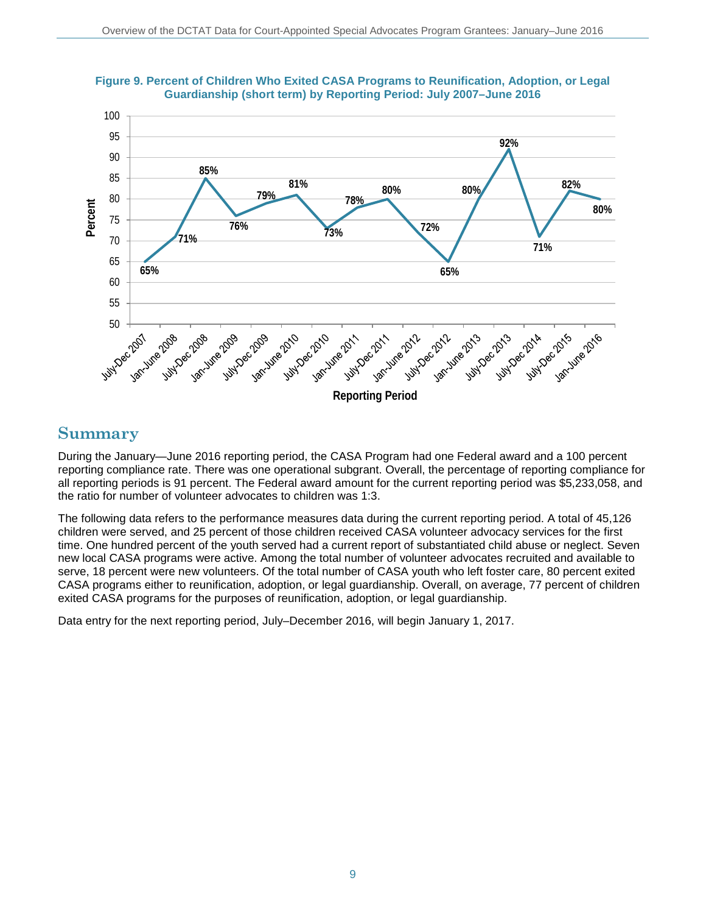**Figure 9. Percent of Children Who Exited CASA Programs to Reunification, Adoption, or Legal Guardianship (short term) by Reporting Period: July 2007–June 2016**

Percent

100
95
90
85
80
75
70
65
60
55
50

65%
71%
85%
76%
79%
81%
73%
78%
80%
72%
65%
80%
92%
71%
82%
80%

July-Dec 2007
Jan-June 2008
July-Dec 2008
Jan-June 2009
July-Dec 2009
Jan-June 2010
July-Dec 2010
Jan-June 2011
July-Dec 2011
Jan-June 2012
July-Dec 2012
Jan-June 2013
July-Dec 2013
July-Dec 2014
July-Dec 2015
Jan-June 2016

Reporting Period

## Summary

During the January—June 2016 reporting period, the CASA Program had one Federal award and a 100 percent reporting compliance rate. There was one operational subgrant. Overall, the percentage of reporting compliance for all reporting periods is 91 percent. The Federal award amount for the current reporting period was $5,233,058, and the ratio for number of volunteer advocates to children was 1:3.

The following data refers to the performance measures data during the current reporting period. A total of 45,126 children were served, and 25 percent of those children received CASA volunteer advocacy services for the first time. One hundred percent of the youth served had a current report of substantiated child abuse or neglect. Seven new local CASA programs were active. Among the total number of volunteer advocates recruited and available to serve, 18 percent were new volunteers. Of the total number of CASA youth who left foster care, 80 percent exited CASA programs either to reunification, adoption, or legal guardianship. Overall, on average, 77 percent of children exited CASA programs for the purposes of reunification, adoption, or legal guardianship.

Data entry for the next reporting period, July–December 2016, will begin January 1, 2017.